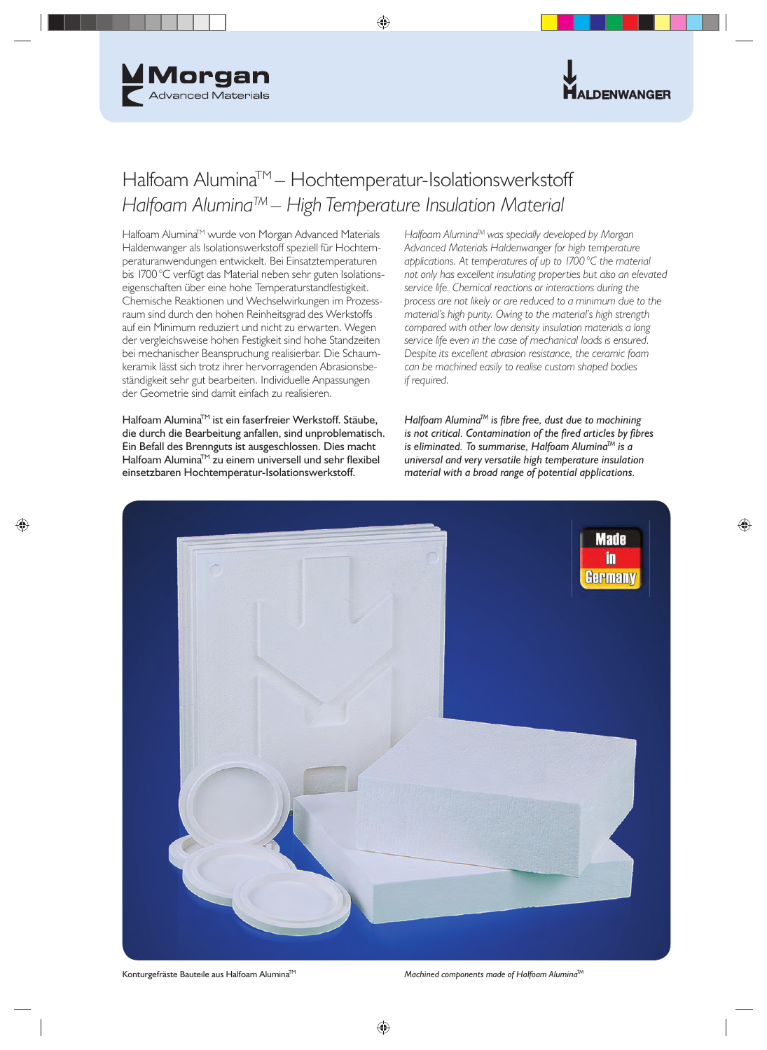Morgan Advanced Materials

HALDENWANGER

# Halfoam Alumina™ – Hochtemperatur-Isolationswerkstoff

# *Halfoam Alumina™ – High Temperature Insulation Material*

Halfoam Alumina™ wurde von Morgan Advanced Materials Haldenwanger als Isolationswerkstoff speziell für Hochtemperaturanwendungen entwickelt. Bei Einsatztemperaturen bis 1700 °C verfügt das Material neben sehr guten Isolationseigenschaften über eine hohe Temperaturstandfestigkeit. Chemische Reaktionen und Wechselwirkungen im Prozessraum sind durch den hohen Reinheitsgrad des Werkstoffs auf ein Minimum reduziert und nicht zu erwarten. Wegen der vergleichsweise hohen Festigkeit sind hohe Standzeiten bei mechanischer Beanspruchung realisierbar. Die Schaumkeramik lässt sich trotz ihrer hervorragenden Abrasionsbeständigkeit sehr gut bearbeiten. Individuelle Anpassungen der Geometrie sind damit einfach zu realisieren.

Halfoam Alumina™ ist ein faserfreier Werkstoff. Stäube, die durch die Bearbeitung anfallen, sind unproblematisch. Ein Befall des Brennguts ist ausgeschlossen. Dies macht Halfoam Alumina™ zu einem universell und sehr flexibel einsetzbaren Hochtemperatur-Isolationswerkstoff.

*Halfoam Alumina™ was specially developed by Morgan Advanced Materials Haldenwanger for high temperature applications. At temperatures of up to 1700 °C the material not only has excellent insulating properties but also an elevated service life. Chemical reactions or interactions during the process are not likely or are reduced to a minimum due to the material's high purity. Owing to the material's high strength compared with other low density insulation materials a long service life even in the case of mechanical loads is ensured. Despite its excellent abrasion resistance, the ceramic foam can be machined easily to realise custom shaped bodies if required.*

*Halfoam Alumina™ is fibre free, dust due to machining is not critical. Contamination of the fired articles by fibres is eliminated. To summarise, Halfoam Alumina™ is a universal and very versatile high temperature insulation material with a broad range of potential applications.*

Made in Germany

Konturgefräste Bauteile aus Halfoam Alumina™

*Machined components made of Halfoam Alumina™*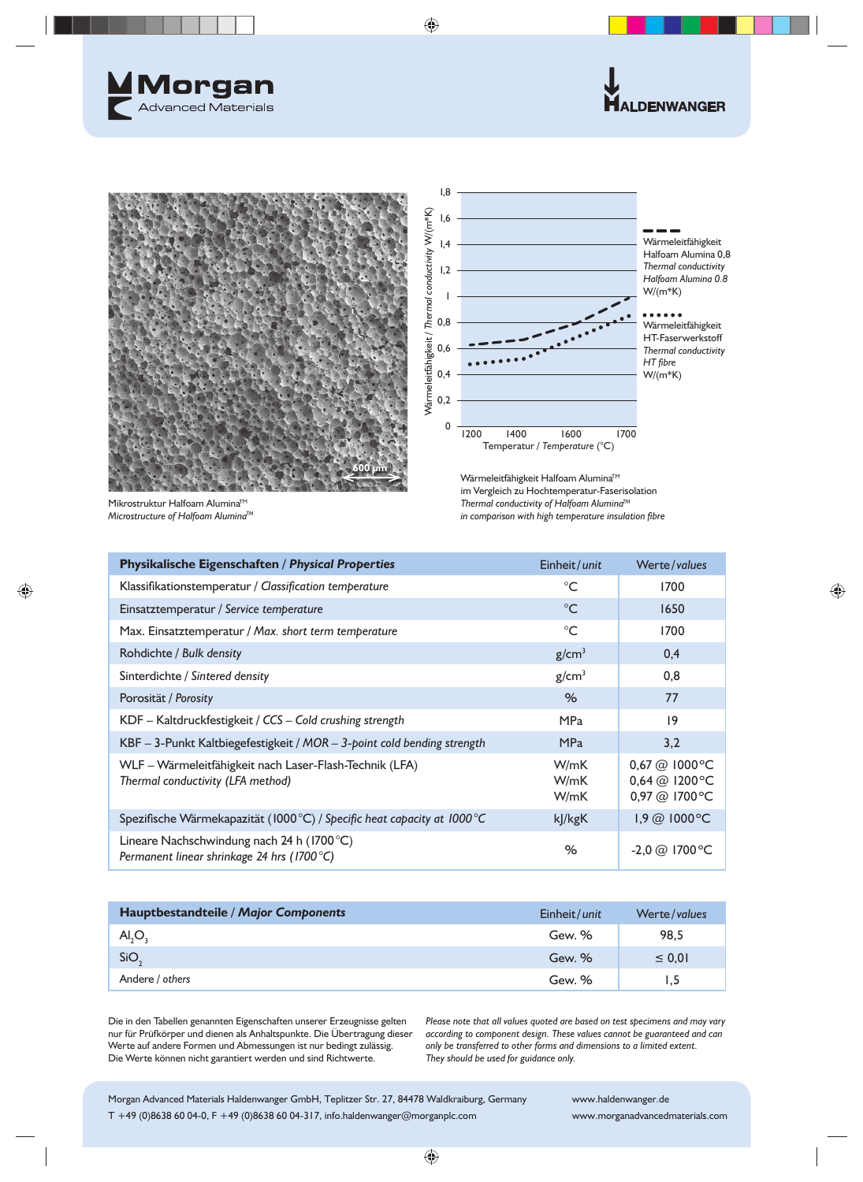Morgan Advanced Materials

HALDENWANGER

600 µm

Mikrostruktur Halfoam Alumina™
*Microstructure of Halfoam Alumina™*

1,8
1,6
1,4
1,2
1
0,8
0,6
0,4
0,2
0

Wärmeleitfähigkeit / *Thermal conductivity* W/(m*K)

1200 1400 1600 1700

Temperatur / *Temperature* (°C)

Wärmeleitfähigkeit Halfoam Alumina 0,8
*Thermal conductivity Halfoam Alumina 0.8*
W/(m*K)

Wärmeleitfähigkeit HT-Faserwerkstoff
*Thermal conductivity HT fibre*
W/(m*K)

Wärmeleitfähigkeit Halfoam Alumina™ im Vergleich zu Hochtemperatur-Faserisolation
*Thermal conductivity of Halfoam Alumina™ in comparison with high temperature insulation fibre*

| **Physikalische Eigenschaften / *Physical Properties*** | Einheit / *unit* | Werte / *values* |
|---|---|---|
| Klassifikationstemperatur / *Classification temperature* | °C | 1700 |
| Einsatztemperatur / *Service temperature* | °C | 1650 |
| Max. Einsatztemperatur / *Max. short term temperature* | °C | 1700 |
| Rohdichte / *Bulk density* | g/cm³ | 0,4 |
| Sinterdichte / *Sintered density* | g/cm³ | 0,8 |
| Porosität / *Porosity* | % | 77 |
| KDF – Kaltdruckfestigkeit / *CCS – Cold crushing strength* | MPa | 19 |
| KBF – 3-Punkt Kaltbiegefestigkeit / *MOR – 3-point cold bending strength* | MPa | 3,2 |
| WLF – Wärmeleitfähigkeit nach Laser-Flash-Technik (LFA) *Thermal conductivity (LFA method)* | W/mK<br>W/mK<br>W/mK | 0,67 @ 1000 °C<br>0,64 @ 1200 °C<br>0,97 @ 1700 °C |
| Spezifische Wärmekapazität (1000 °C) / *Specific heat capacity at 1000 °C* | kJ/kgK | 1,9 @ 1000 °C |
| Lineare Nachschwindung nach 24 h (1700 °C) *Permanent linear shrinkage 24 hrs (1700 °C)* | % | -2,0 @ 1700 °C |

| **Hauptbestandteile / *Major Components*** | Einheit / *unit* | Werte / *values* |
|---|---|---|
| $Al_2O_3$ | Gew. % | 98,5 |
| $SiO_2$ | Gew. % | ≤ 0,01 |
| Andere / *others* | Gew. % | 1,5 |

Die in den Tabellen genannten Eigenschaften unserer Erzeugnisse gelten nur für Prüfkörper und dienen als Anhaltspunkte. Die Übertragung dieser Werte auf andere Formen und Abmessungen ist nur bedingt zulässig. Die Werte können nicht garantiert werden und sind Richtwerte.

*Please note that all values quoted are based on test specimens and may vary according to component design. These values cannot be guaranteed and can only be transferred to other forms and dimensions to a limited extent. They should be used for guidance only.*

Morgan Advanced Materials Haldenwanger GmbH, Teplitzer Str. 27, 84478 Waldkraiburg, Germany
T +49 (0)8638 60 04-0, F +49 (0)8638 60 04-317, info.haldenwanger@morganplc.com

www.haldenwanger.de
www.morganadvancedmaterials.com